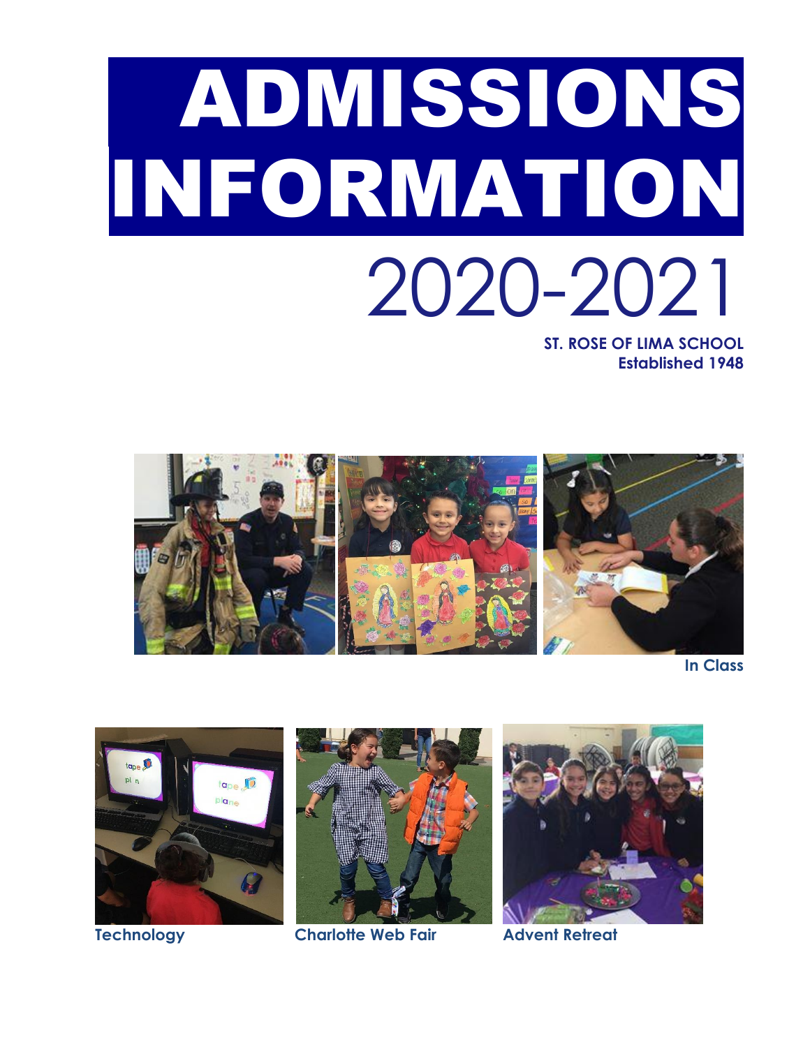# ADMISSIONS INFORMATION

# 2020-2021

**ST. ROSE OF LIMA SCHOOL**
**Established 1948**

**In Class**

**Technology**

**Charlotte Web Fair**

**Advent Retreat**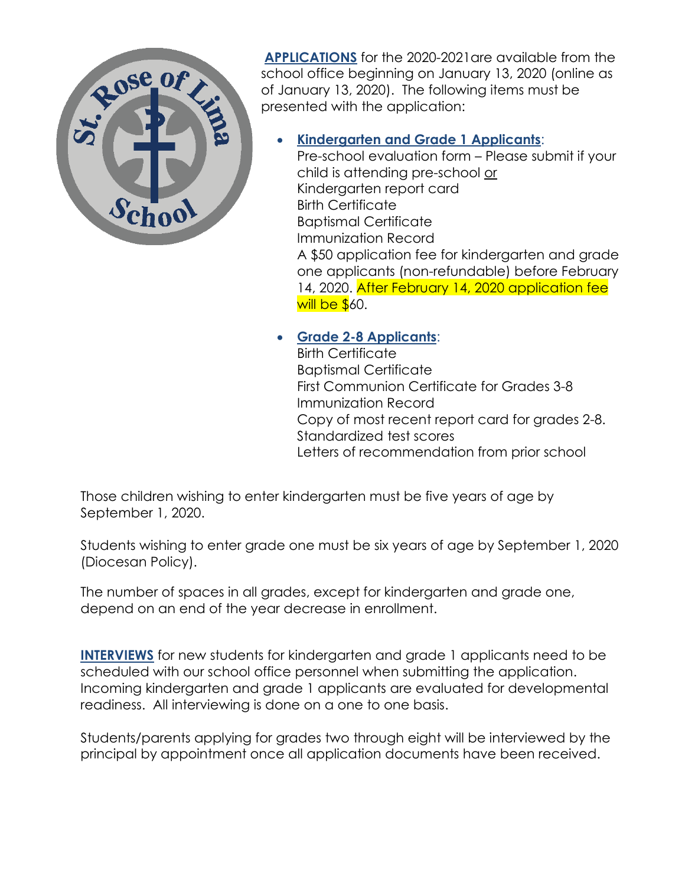**APPLICATIONS** for the 2020-2021are available from the school office beginning on January 13, 2020 (online as of January 13, 2020). The following items must be presented with the application:

- **Kindergarten and Grade 1 Applicants**:
  Pre-school evaluation form – Please submit if your child is attending pre-school or
  Kindergarten report card
  Birth Certificate
  Baptismal Certificate
  Immunization Record
  A $50 application fee for kindergarten and grade one applicants (non-refundable) before February 14, 2020. After February 14, 2020 application fee will be $60.

- **Grade 2-8 Applicants**:
  Birth Certificate
  Baptismal Certificate
  First Communion Certificate for Grades 3-8
  Immunization Record
  Copy of most recent report card for grades 2-8.
  Standardized test scores
  Letters of recommendation from prior school

Those children wishing to enter kindergarten must be five years of age by September 1, 2020.

Students wishing to enter grade one must be six years of age by September 1, 2020 (Diocesan Policy).

The number of spaces in all grades, except for kindergarten and grade one, depend on an end of the year decrease in enrollment.

**INTERVIEWS** for new students for kindergarten and grade 1 applicants need to be scheduled with our school office personnel when submitting the application. Incoming kindergarten and grade 1 applicants are evaluated for developmental readiness. All interviewing is done on a one to one basis.

Students/parents applying for grades two through eight will be interviewed by the principal by appointment once all application documents have been received.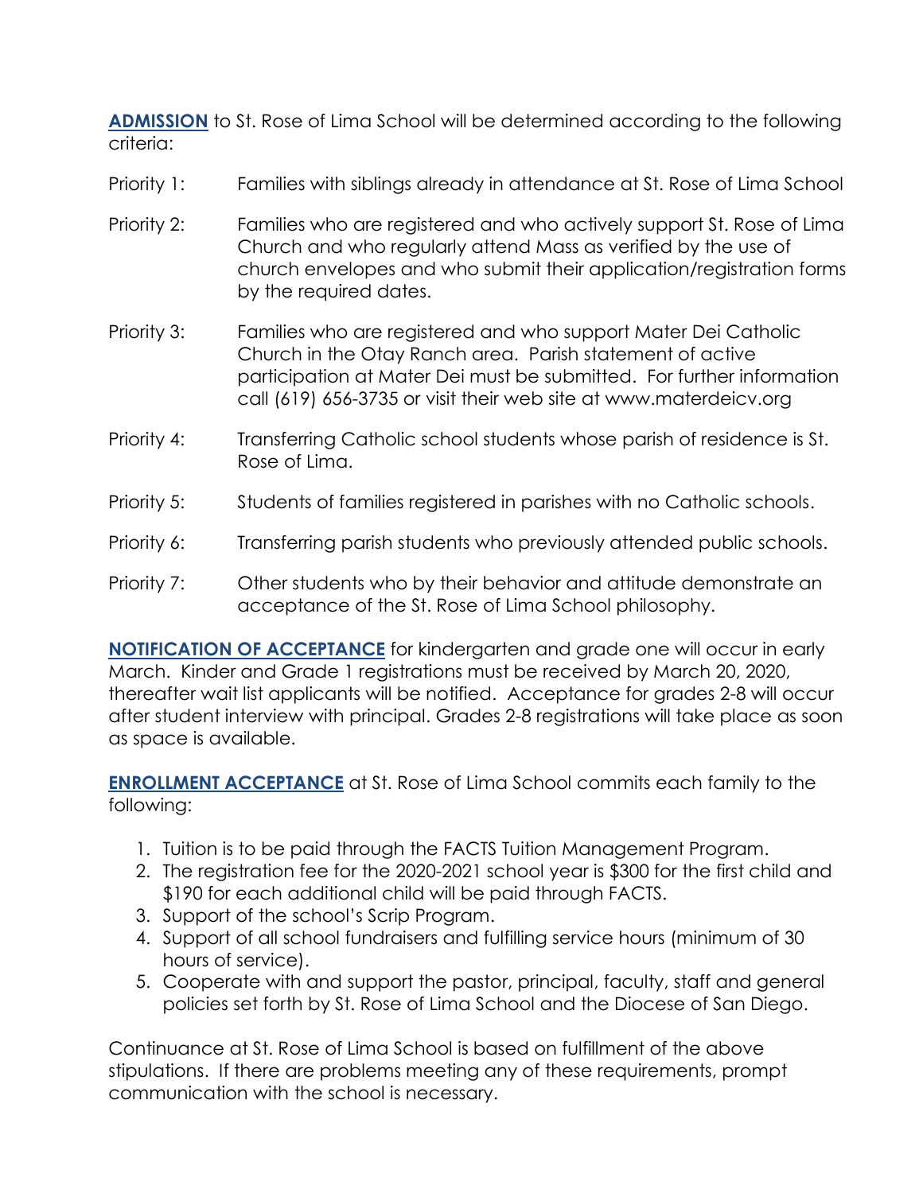**ADMISSION** to St. Rose of Lima School will be determined according to the following criteria:

Priority 1: Families with siblings already in attendance at St. Rose of Lima School

Priority 2: Families who are registered and who actively support St. Rose of Lima Church and who regularly attend Mass as verified by the use of church envelopes and who submit their application/registration forms by the required dates.

Priority 3: Families who are registered and who support Mater Dei Catholic Church in the Otay Ranch area. Parish statement of active participation at Mater Dei must be submitted. For further information call (619) 656-3735 or visit their web site at www.materdeicv.org

Priority 4: Transferring Catholic school students whose parish of residence is St. Rose of Lima.

Priority 5: Students of families registered in parishes with no Catholic schools.

Priority 6: Transferring parish students who previously attended public schools.

Priority 7: Other students who by their behavior and attitude demonstrate an acceptance of the St. Rose of Lima School philosophy.

**NOTIFICATION OF ACCEPTANCE** for kindergarten and grade one will occur in early March. Kinder and Grade 1 registrations must be received by March 20, 2020, thereafter wait list applicants will be notified. Acceptance for grades 2-8 will occur after student interview with principal. Grades 2-8 registrations will take place as soon as space is available.

**ENROLLMENT ACCEPTANCE** at St. Rose of Lima School commits each family to the following:

1. Tuition is to be paid through the FACTS Tuition Management Program.
2. The registration fee for the 2020-2021 school year is $300 for the first child and $190 for each additional child will be paid through FACTS.
3. Support of the school's Scrip Program.
4. Support of all school fundraisers and fulfilling service hours (minimum of 30 hours of service).
5. Cooperate with and support the pastor, principal, faculty, staff and general policies set forth by St. Rose of Lima School and the Diocese of San Diego.

Continuance at St. Rose of Lima School is based on fulfillment of the above stipulations. If there are problems meeting any of these requirements, prompt communication with the school is necessary.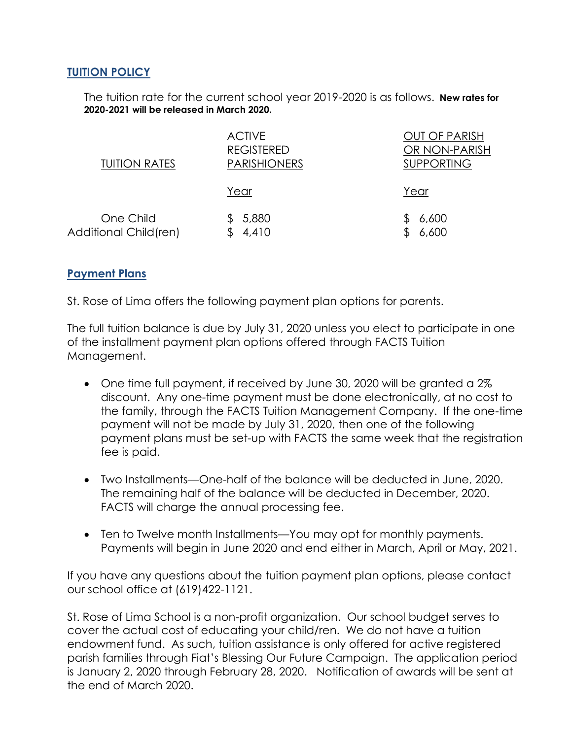## TUITION POLICY

The tuition rate for the current school year 2019-2020 is as follows. **New rates for 2020-2021 will be released in March 2020.**

| TUITION RATES | ACTIVE REGISTERED PARISHIONERS | OUT OF PARISH OR NON-PARISH SUPPORTING |
|---|---|---|
| | Year | Year |
| One Child | $ 5,880 | $ 6,600 |
| Additional Child(ren) | $ 4,410 | $ 6,600 |

## Payment Plans

St. Rose of Lima offers the following payment plan options for parents.

The full tuition balance is due by July 31, 2020 unless you elect to participate in one of the installment payment plan options offered through FACTS Tuition Management.

- One time full payment, if received by June 30, 2020 will be granted a 2% discount. Any one-time payment must be done electronically, at no cost to the family, through the FACTS Tuition Management Company. If the one-time payment will not be made by July 31, 2020, then one of the following payment plans must be set-up with FACTS the same week that the registration fee is paid.
- Two Installments—One-half of the balance will be deducted in June, 2020. The remaining half of the balance will be deducted in December, 2020. FACTS will charge the annual processing fee.
- Ten to Twelve month Installments—You may opt for monthly payments. Payments will begin in June 2020 and end either in March, April or May, 2021.

If you have any questions about the tuition payment plan options, please contact our school office at (619)422-1121.

St. Rose of Lima School is a non-profit organization. Our school budget serves to cover the actual cost of educating your child/ren. We do not have a tuition endowment fund. As such, tuition assistance is only offered for active registered parish families through Fiat's Blessing Our Future Campaign. The application period is January 2, 2020 through February 28, 2020. Notification of awards will be sent at the end of March 2020.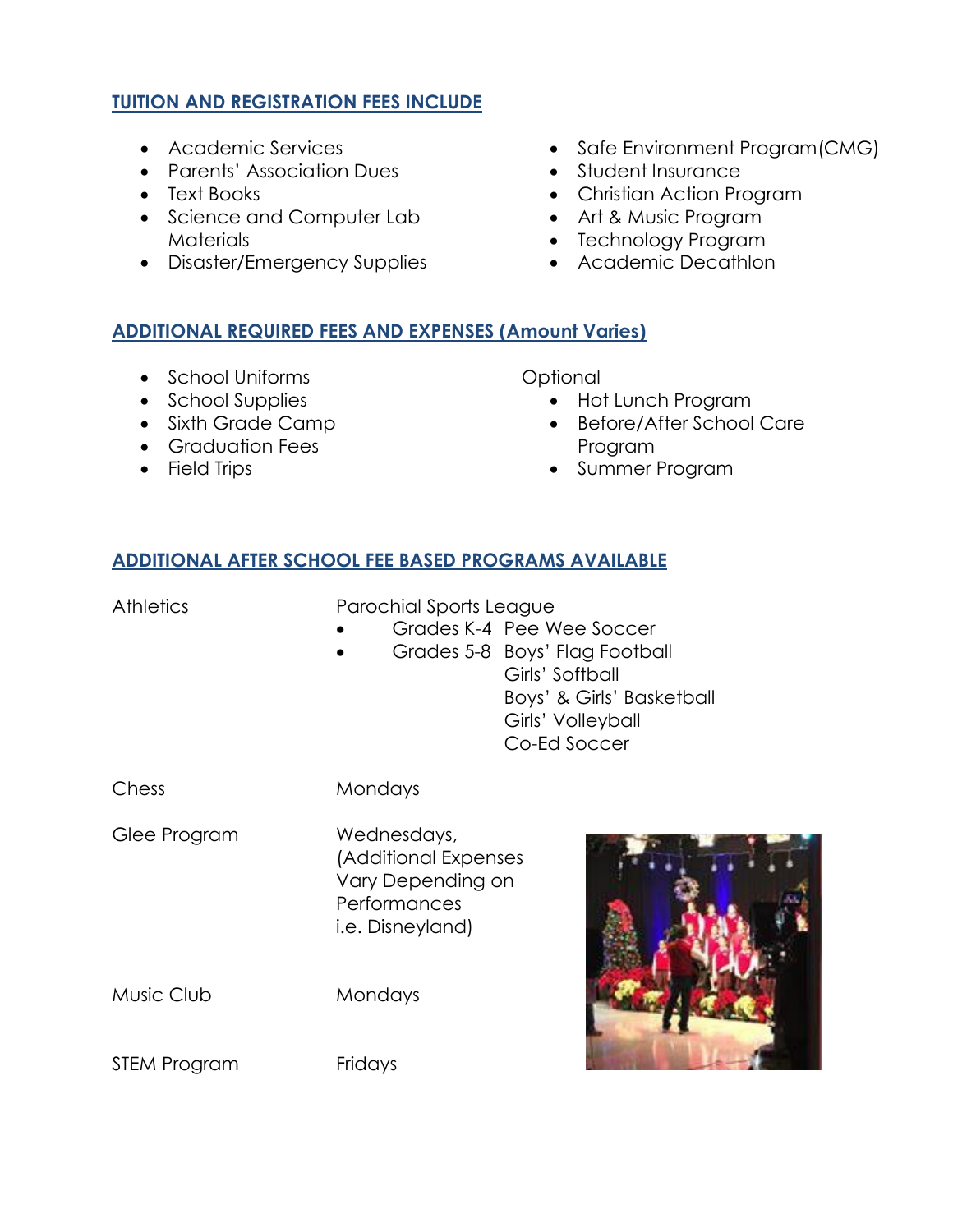## TUITION AND REGISTRATION FEES INCLUDE

- Academic Services
- Parents' Association Dues
- Text Books
- Science and Computer Lab Materials
- Disaster/Emergency Supplies
- Safe Environment Program(CMG)
- Student Insurance
- Christian Action Program
- Art & Music Program
- Technology Program
- Academic Decathlon

## ADDITIONAL REQUIRED FEES AND EXPENSES (Amount Varies)

- School Uniforms
- School Supplies
- Sixth Grade Camp
- Graduation Fees
- Field Trips

Optional

- Hot Lunch Program
- Before/After School Care Program
- Summer Program

## ADDITIONAL AFTER SCHOOL FEE BASED PROGRAMS AVAILABLE

Athletics

Parochial Sports League

- Grades K-4 Pee Wee Soccer
- Grades 5-8 Boys' Flag Football
  Girls' Softball
  Boys' & Girls' Basketball
  Girls' Volleyball
  Co-Ed Soccer

Chess — Mondays

Glee Program — Wednesdays, (Additional Expenses Vary Depending on Performances i.e. Disneyland)

Music Club — Mondays

STEM Program — Fridays